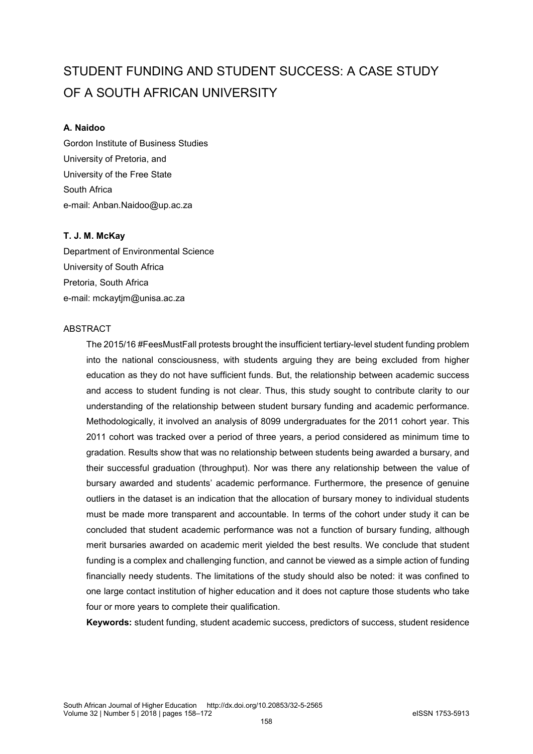# STUDENT FUNDING AND STUDENT SUCCESS: A CASE STUDY OF A SOUTH AFRICAN UNIVERSITY

**A. Naidoo**
Gordon Institute of Business Studies
University of Pretoria, and
University of the Free State
South Africa
e-mail: Anban.Naidoo@up.ac.za

**T. J. M. McKay**
Department of Environmental Science
University of South Africa
Pretoria, South Africa
e-mail: mckaytjm@unisa.ac.za

## ABSTRACT

The 2015/16 #FeesMustFall protests brought the insufficient tertiary-level student funding problem into the national consciousness, with students arguing they are being excluded from higher education as they do not have sufficient funds. But, the relationship between academic success and access to student funding is not clear. Thus, this study sought to contribute clarity to our understanding of the relationship between student bursary funding and academic performance. Methodologically, it involved an analysis of 8099 undergraduates for the 2011 cohort year. This 2011 cohort was tracked over a period of three years, a period considered as minimum time to gradation. Results show that was no relationship between students being awarded a bursary, and their successful graduation (throughput). Nor was there any relationship between the value of bursary awarded and students' academic performance. Furthermore, the presence of genuine outliers in the dataset is an indication that the allocation of bursary money to individual students must be made more transparent and accountable. In terms of the cohort under study it can be concluded that student academic performance was not a function of bursary funding, although merit bursaries awarded on academic merit yielded the best results. We conclude that student funding is a complex and challenging function, and cannot be viewed as a simple action of funding financially needy students. The limitations of the study should also be noted: it was confined to one large contact institution of higher education and it does not capture those students who take four or more years to complete their qualification.

**Keywords:** student funding, student academic success, predictors of success, student residence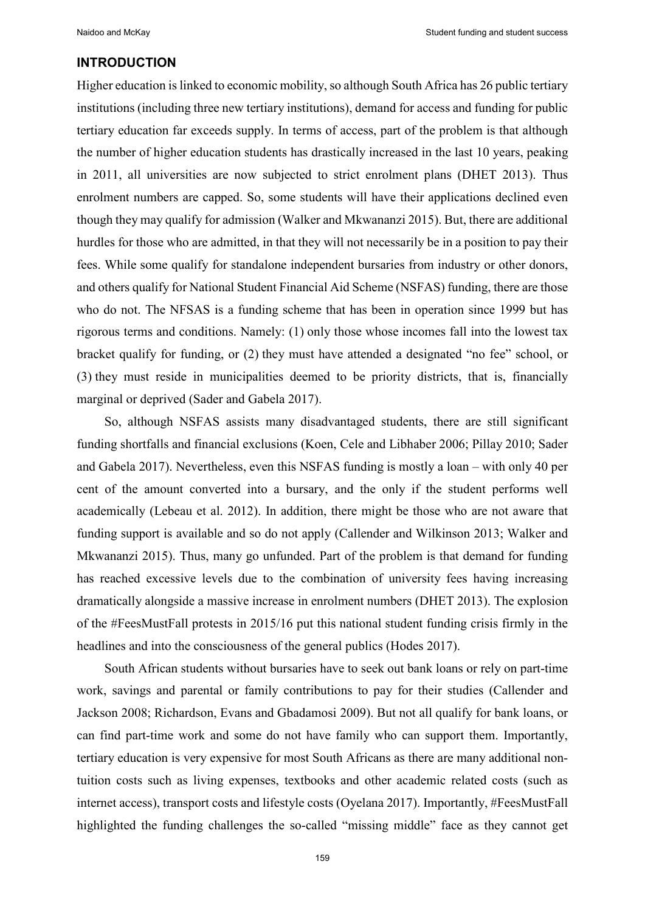## INTRODUCTION

Higher education is linked to economic mobility, so although South Africa has 26 public tertiary institutions (including three new tertiary institutions), demand for access and funding for public tertiary education far exceeds supply. In terms of access, part of the problem is that although the number of higher education students has drastically increased in the last 10 years, peaking in 2011, all universities are now subjected to strict enrolment plans (DHET 2013). Thus enrolment numbers are capped. So, some students will have their applications declined even though they may qualify for admission (Walker and Mkwananzi 2015). But, there are additional hurdles for those who are admitted, in that they will not necessarily be in a position to pay their fees. While some qualify for standalone independent bursaries from industry or other donors, and others qualify for National Student Financial Aid Scheme (NSFAS) funding, there are those who do not. The NFSAS is a funding scheme that has been in operation since 1999 but has rigorous terms and conditions. Namely: (1) only those whose incomes fall into the lowest tax bracket qualify for funding, or (2) they must have attended a designated "no fee" school, or (3) they must reside in municipalities deemed to be priority districts, that is, financially marginal or deprived (Sader and Gabela 2017).

So, although NSFAS assists many disadvantaged students, there are still significant funding shortfalls and financial exclusions (Koen, Cele and Libhaber 2006; Pillay 2010; Sader and Gabela 2017). Nevertheless, even this NSFAS funding is mostly a loan – with only 40 per cent of the amount converted into a bursary, and the only if the student performs well academically (Lebeau et al. 2012). In addition, there might be those who are not aware that funding support is available and so do not apply (Callender and Wilkinson 2013; Walker and Mkwananzi 2015). Thus, many go unfunded. Part of the problem is that demand for funding has reached excessive levels due to the combination of university fees having increasing dramatically alongside a massive increase in enrolment numbers (DHET 2013). The explosion of the #FeesMustFall protests in 2015/16 put this national student funding crisis firmly in the headlines and into the consciousness of the general publics (Hodes 2017).

South African students without bursaries have to seek out bank loans or rely on part-time work, savings and parental or family contributions to pay for their studies (Callender and Jackson 2008; Richardson, Evans and Gbadamosi 2009). But not all qualify for bank loans, or can find part-time work and some do not have family who can support them. Importantly, tertiary education is very expensive for most South Africans as there are many additional non-tuition costs such as living expenses, textbooks and other academic related costs (such as internet access), transport costs and lifestyle costs (Oyelana 2017). Importantly, #FeesMustFall highlighted the funding challenges the so-called "missing middle" face as they cannot get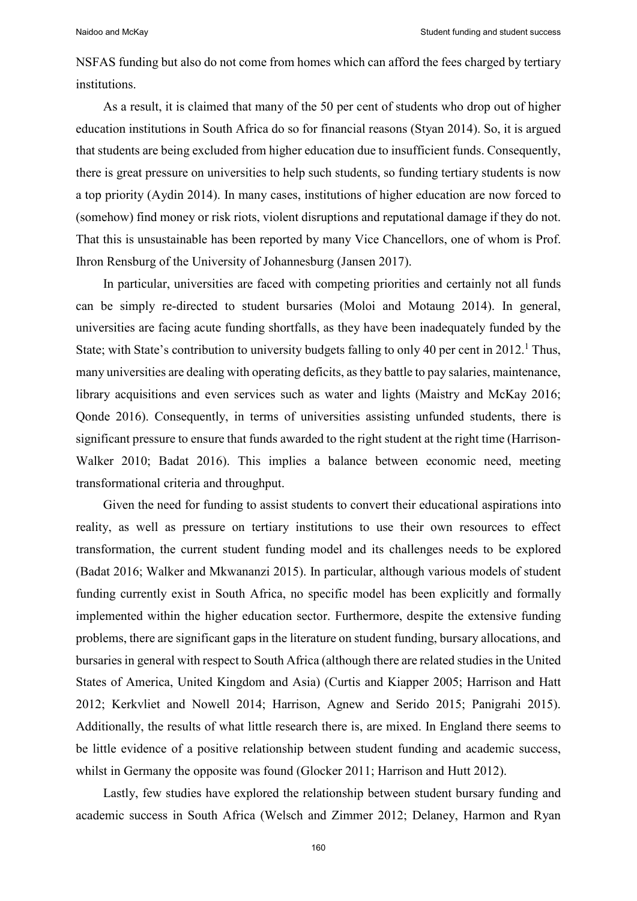NSFAS funding but also do not come from homes which can afford the fees charged by tertiary institutions.

As a result, it is claimed that many of the 50 per cent of students who drop out of higher education institutions in South Africa do so for financial reasons (Styan 2014). So, it is argued that students are being excluded from higher education due to insufficient funds. Consequently, there is great pressure on universities to help such students, so funding tertiary students is now a top priority (Aydin 2014). In many cases, institutions of higher education are now forced to (somehow) find money or risk riots, violent disruptions and reputational damage if they do not. That this is unsustainable has been reported by many Vice Chancellors, one of whom is Prof. Ihron Rensburg of the University of Johannesburg (Jansen 2017).

In particular, universities are faced with competing priorities and certainly not all funds can be simply re-directed to student bursaries (Moloi and Motaung 2014). In general, universities are facing acute funding shortfalls, as they have been inadequately funded by the State; with State's contribution to university budgets falling to only 40 per cent in 2012.[1] Thus, many universities are dealing with operating deficits, as they battle to pay salaries, maintenance, library acquisitions and even services such as water and lights (Maistry and McKay 2016; Qonde 2016). Consequently, in terms of universities assisting unfunded students, there is significant pressure to ensure that funds awarded to the right student at the right time (Harrison-Walker 2010; Badat 2016). This implies a balance between economic need, meeting transformational criteria and throughput.

Given the need for funding to assist students to convert their educational aspirations into reality, as well as pressure on tertiary institutions to use their own resources to effect transformation, the current student funding model and its challenges needs to be explored (Badat 2016; Walker and Mkwananzi 2015). In particular, although various models of student funding currently exist in South Africa, no specific model has been explicitly and formally implemented within the higher education sector. Furthermore, despite the extensive funding problems, there are significant gaps in the literature on student funding, bursary allocations, and bursaries in general with respect to South Africa (although there are related studies in the United States of America, United Kingdom and Asia) (Curtis and Kiapper 2005; Harrison and Hatt 2012; Kerkvliet and Nowell 2014; Harrison, Agnew and Serido 2015; Panigrahi 2015). Additionally, the results of what little research there is, are mixed. In England there seems to be little evidence of a positive relationship between student funding and academic success, whilst in Germany the opposite was found (Glocker 2011; Harrison and Hutt 2012).

Lastly, few studies have explored the relationship between student bursary funding and academic success in South Africa (Welsch and Zimmer 2012; Delaney, Harmon and Ryan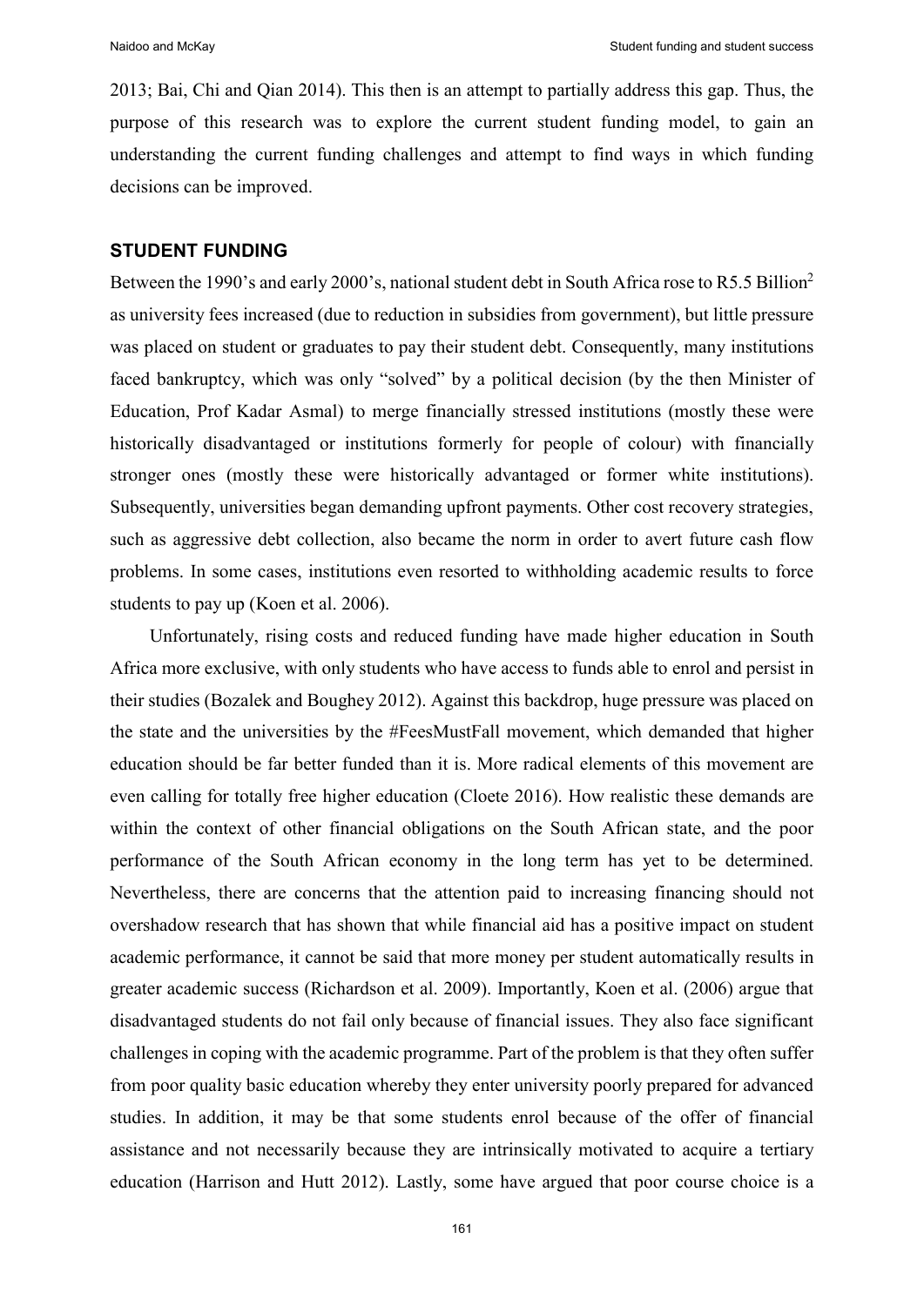2013; Bai, Chi and Qian 2014). This then is an attempt to partially address this gap. Thus, the purpose of this research was to explore the current student funding model, to gain an understanding the current funding challenges and attempt to find ways in which funding decisions can be improved.

## STUDENT FUNDING

Between the 1990's and early 2000's, national student debt in South Africa rose to R5.5 Billion[2] as university fees increased (due to reduction in subsidies from government), but little pressure was placed on student or graduates to pay their student debt. Consequently, many institutions faced bankruptcy, which was only "solved" by a political decision (by the then Minister of Education, Prof Kadar Asmal) to merge financially stressed institutions (mostly these were historically disadvantaged or institutions formerly for people of colour) with financially stronger ones (mostly these were historically advantaged or former white institutions). Subsequently, universities began demanding upfront payments. Other cost recovery strategies, such as aggressive debt collection, also became the norm in order to avert future cash flow problems. In some cases, institutions even resorted to withholding academic results to force students to pay up (Koen et al. 2006).

Unfortunately, rising costs and reduced funding have made higher education in South Africa more exclusive, with only students who have access to funds able to enrol and persist in their studies (Bozalek and Boughey 2012). Against this backdrop, huge pressure was placed on the state and the universities by the #FeesMustFall movement, which demanded that higher education should be far better funded than it is. More radical elements of this movement are even calling for totally free higher education (Cloete 2016). How realistic these demands are within the context of other financial obligations on the South African state, and the poor performance of the South African economy in the long term has yet to be determined. Nevertheless, there are concerns that the attention paid to increasing financing should not overshadow research that has shown that while financial aid has a positive impact on student academic performance, it cannot be said that more money per student automatically results in greater academic success (Richardson et al. 2009). Importantly, Koen et al. (2006) argue that disadvantaged students do not fail only because of financial issues. They also face significant challenges in coping with the academic programme. Part of the problem is that they often suffer from poor quality basic education whereby they enter university poorly prepared for advanced studies. In addition, it may be that some students enrol because of the offer of financial assistance and not necessarily because they are intrinsically motivated to acquire a tertiary education (Harrison and Hutt 2012). Lastly, some have argued that poor course choice is a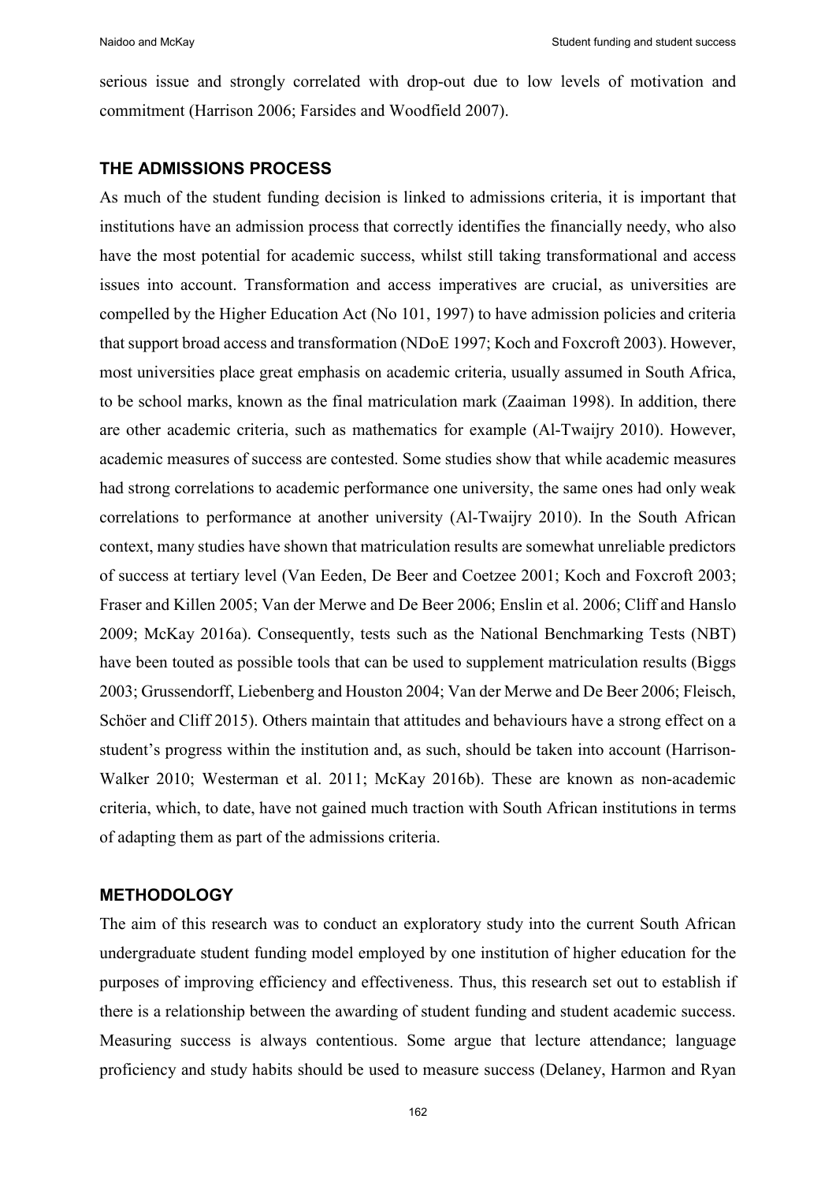serious issue and strongly correlated with drop-out due to low levels of motivation and commitment (Harrison 2006; Farsides and Woodfield 2007).

## THE ADMISSIONS PROCESS

As much of the student funding decision is linked to admissions criteria, it is important that institutions have an admission process that correctly identifies the financially needy, who also have the most potential for academic success, whilst still taking transformational and access issues into account. Transformation and access imperatives are crucial, as universities are compelled by the Higher Education Act (No 101, 1997) to have admission policies and criteria that support broad access and transformation (NDoE 1997; Koch and Foxcroft 2003). However, most universities place great emphasis on academic criteria, usually assumed in South Africa, to be school marks, known as the final matriculation mark (Zaaiman 1998). In addition, there are other academic criteria, such as mathematics for example (Al-Twaijry 2010). However, academic measures of success are contested. Some studies show that while academic measures had strong correlations to academic performance one university, the same ones had only weak correlations to performance at another university (Al-Twaijry 2010). In the South African context, many studies have shown that matriculation results are somewhat unreliable predictors of success at tertiary level (Van Eeden, De Beer and Coetzee 2001; Koch and Foxcroft 2003; Fraser and Killen 2005; Van der Merwe and De Beer 2006; Enslin et al. 2006; Cliff and Hanslo 2009; McKay 2016a). Consequently, tests such as the National Benchmarking Tests (NBT) have been touted as possible tools that can be used to supplement matriculation results (Biggs 2003; Grussendorff, Liebenberg and Houston 2004; Van der Merwe and De Beer 2006; Fleisch, Schöer and Cliff 2015). Others maintain that attitudes and behaviours have a strong effect on a student's progress within the institution and, as such, should be taken into account (Harrison-Walker 2010; Westerman et al. 2011; McKay 2016b). These are known as non-academic criteria, which, to date, have not gained much traction with South African institutions in terms of adapting them as part of the admissions criteria.

## METHODOLOGY

The aim of this research was to conduct an exploratory study into the current South African undergraduate student funding model employed by one institution of higher education for the purposes of improving efficiency and effectiveness. Thus, this research set out to establish if there is a relationship between the awarding of student funding and student academic success. Measuring success is always contentious. Some argue that lecture attendance; language proficiency and study habits should be used to measure success (Delaney, Harmon and Ryan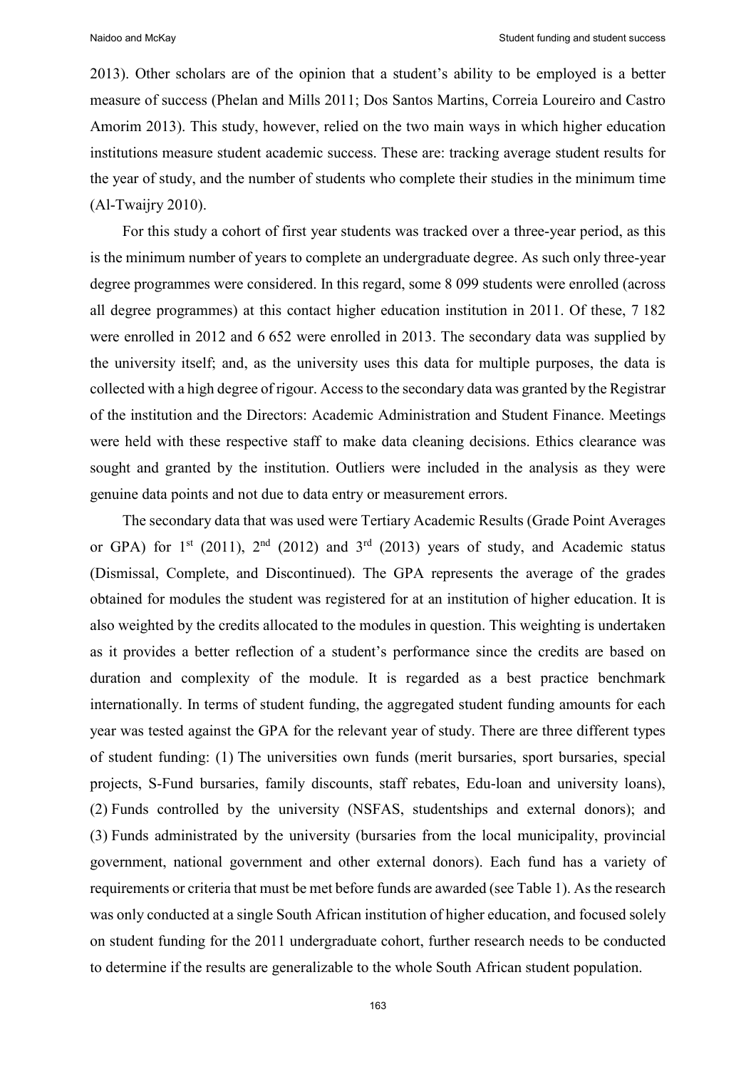2013). Other scholars are of the opinion that a student's ability to be employed is a better measure of success (Phelan and Mills 2011; Dos Santos Martins, Correia Loureiro and Castro Amorim 2013). This study, however, relied on the two main ways in which higher education institutions measure student academic success. These are: tracking average student results for the year of study, and the number of students who complete their studies in the minimum time (Al-Twaijry 2010).

For this study a cohort of first year students was tracked over a three-year period, as this is the minimum number of years to complete an undergraduate degree. As such only three-year degree programmes were considered. In this regard, some 8 099 students were enrolled (across all degree programmes) at this contact higher education institution in 2011. Of these, 7 182 were enrolled in 2012 and 6 652 were enrolled in 2013. The secondary data was supplied by the university itself; and, as the university uses this data for multiple purposes, the data is collected with a high degree of rigour. Access to the secondary data was granted by the Registrar of the institution and the Directors: Academic Administration and Student Finance. Meetings were held with these respective staff to make data cleaning decisions. Ethics clearance was sought and granted by the institution. Outliers were included in the analysis as they were genuine data points and not due to data entry or measurement errors.

The secondary data that was used were Tertiary Academic Results (Grade Point Averages or GPA) for 1st (2011), 2nd (2012) and 3rd (2013) years of study, and Academic status (Dismissal, Complete, and Discontinued). The GPA represents the average of the grades obtained for modules the student was registered for at an institution of higher education. It is also weighted by the credits allocated to the modules in question. This weighting is undertaken as it provides a better reflection of a student's performance since the credits are based on duration and complexity of the module. It is regarded as a best practice benchmark internationally. In terms of student funding, the aggregated student funding amounts for each year was tested against the GPA for the relevant year of study. There are three different types of student funding: (1) The universities own funds (merit bursaries, sport bursaries, special projects, S-Fund bursaries, family discounts, staff rebates, Edu-loan and university loans), (2) Funds controlled by the university (NSFAS, studentships and external donors); and (3) Funds administrated by the university (bursaries from the local municipality, provincial government, national government and other external donors). Each fund has a variety of requirements or criteria that must be met before funds are awarded (see Table 1). As the research was only conducted at a single South African institution of higher education, and focused solely on student funding for the 2011 undergraduate cohort, further research needs to be conducted to determine if the results are generalizable to the whole South African student population.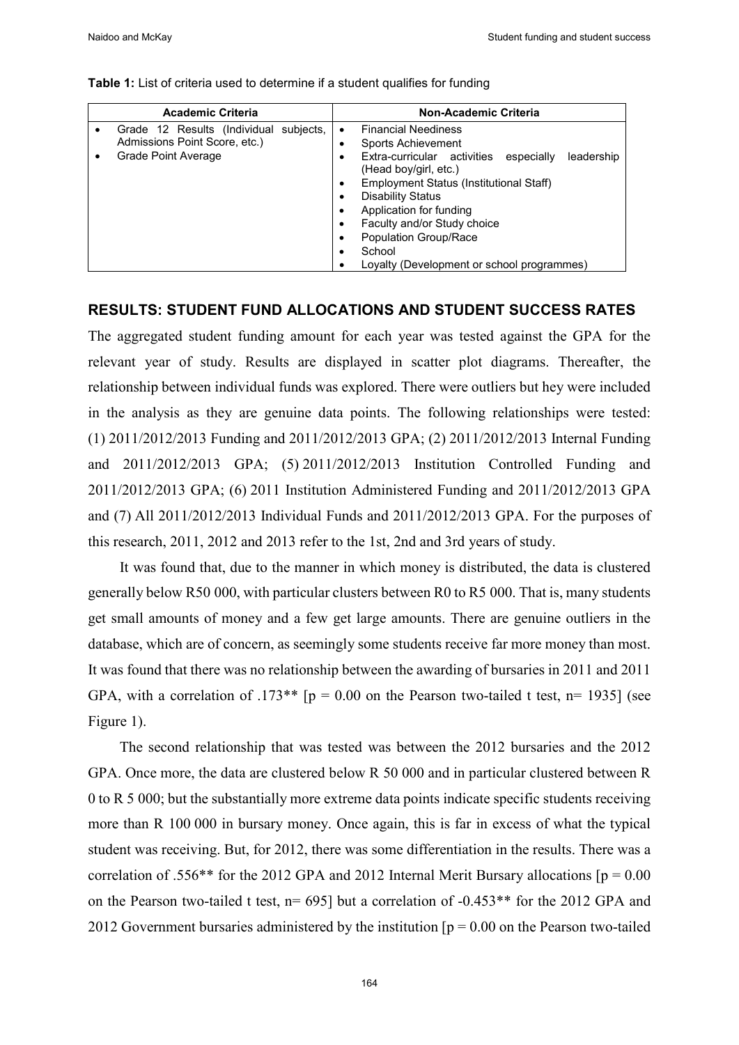**Table 1:** List of criteria used to determine if a student qualifies for funding

| Academic Criteria | Non-Academic Criteria |
| --- | --- |
| • Grade 12 Results (Individual subjects, Admissions Point Score, etc.)<br>• Grade Point Average | • Financial Neediness<br>• Sports Achievement<br>• Extra-curricular activities especially leadership (Head boy/girl, etc.)<br>• Employment Status (Institutional Staff)<br>• Disability Status<br>• Application for funding<br>• Faculty and/or Study choice<br>• Population Group/Race<br>• School<br>• Loyalty (Development or school programmes) |

## RESULTS: STUDENT FUND ALLOCATIONS AND STUDENT SUCCESS RATES

The aggregated student funding amount for each year was tested against the GPA for the relevant year of study. Results are displayed in scatter plot diagrams. Thereafter, the relationship between individual funds was explored. There were outliers but hey were included in the analysis as they are genuine data points. The following relationships were tested: (1) 2011/2012/2013 Funding and 2011/2012/2013 GPA; (2) 2011/2012/2013 Internal Funding and 2011/2012/2013 GPA; (5) 2011/2012/2013 Institution Controlled Funding and 2011/2012/2013 GPA; (6) 2011 Institution Administered Funding and 2011/2012/2013 GPA and (7) All 2011/2012/2013 Individual Funds and 2011/2012/2013 GPA. For the purposes of this research, 2011, 2012 and 2013 refer to the 1st, 2nd and 3rd years of study.

It was found that, due to the manner in which money is distributed, the data is clustered generally below R50 000, with particular clusters between R0 to R5 000. That is, many students get small amounts of money and a few get large amounts. There are genuine outliers in the database, which are of concern, as seemingly some students receive far more money than most. It was found that there was no relationship between the awarding of bursaries in 2011 and 2011 GPA, with a correlation of .173** [$p = 0.00$ on the Pearson two-tailed t test, $n = 1935$] (see Figure 1).

The second relationship that was tested was between the 2012 bursaries and the 2012 GPA. Once more, the data are clustered below R 50 000 and in particular clustered between R 0 to R 5 000; but the substantially more extreme data points indicate specific students receiving more than R 100 000 in bursary money. Once again, this is far in excess of what the typical student was receiving. But, for 2012, there was some differentiation in the results. There was a correlation of .556** for the 2012 GPA and 2012 Internal Merit Bursary allocations [$p = 0.00$ on the Pearson two-tailed t test, $n = 695$] but a correlation of -0.453** for the 2012 GPA and 2012 Government bursaries administered by the institution [$p = 0.00$ on the Pearson two-tailed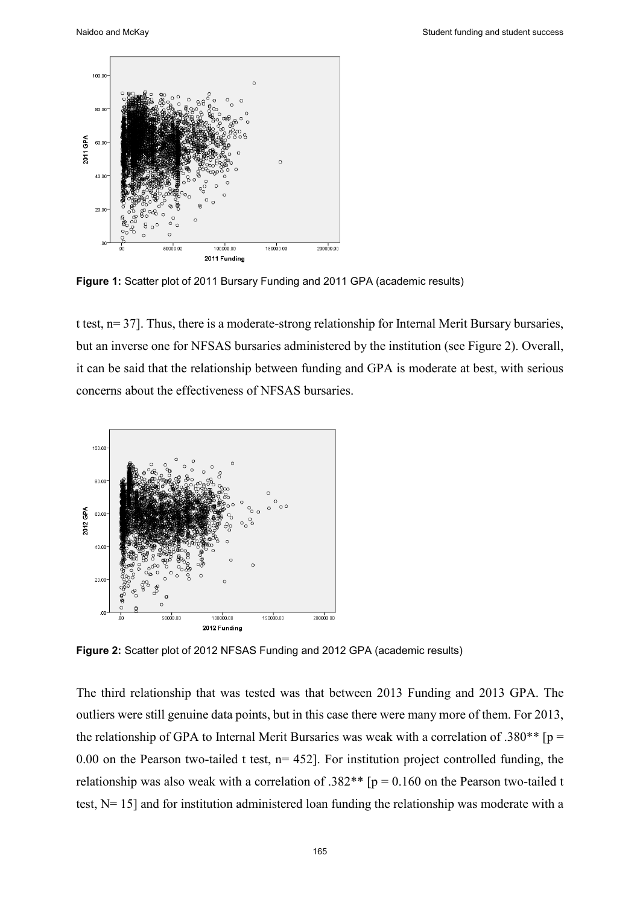**Figure 1:** Scatter plot of 2011 Bursary Funding and 2011 GPA (academic results)

t test, n= 37]. Thus, there is a moderate-strong relationship for Internal Merit Bursary bursaries, but an inverse one for NFSAS bursaries administered by the institution (see Figure 2). Overall, it can be said that the relationship between funding and GPA is moderate at best, with serious concerns about the effectiveness of NFSAS bursaries.

**Figure 2:** Scatter plot of 2012 NFSAS Funding and 2012 GPA (academic results)

The third relationship that was tested was that between 2013 Funding and 2013 GPA. The outliers were still genuine data points, but in this case there were many more of them. For 2013, the relationship of GPA to Internal Merit Bursaries was weak with a correlation of .380** [p = 0.00 on the Pearson two-tailed t test, n= 452]. For institution project controlled funding, the relationship was also weak with a correlation of .382** [p = 0.160 on the Pearson two-tailed t test, N= 15] and for institution administered loan funding the relationship was moderate with a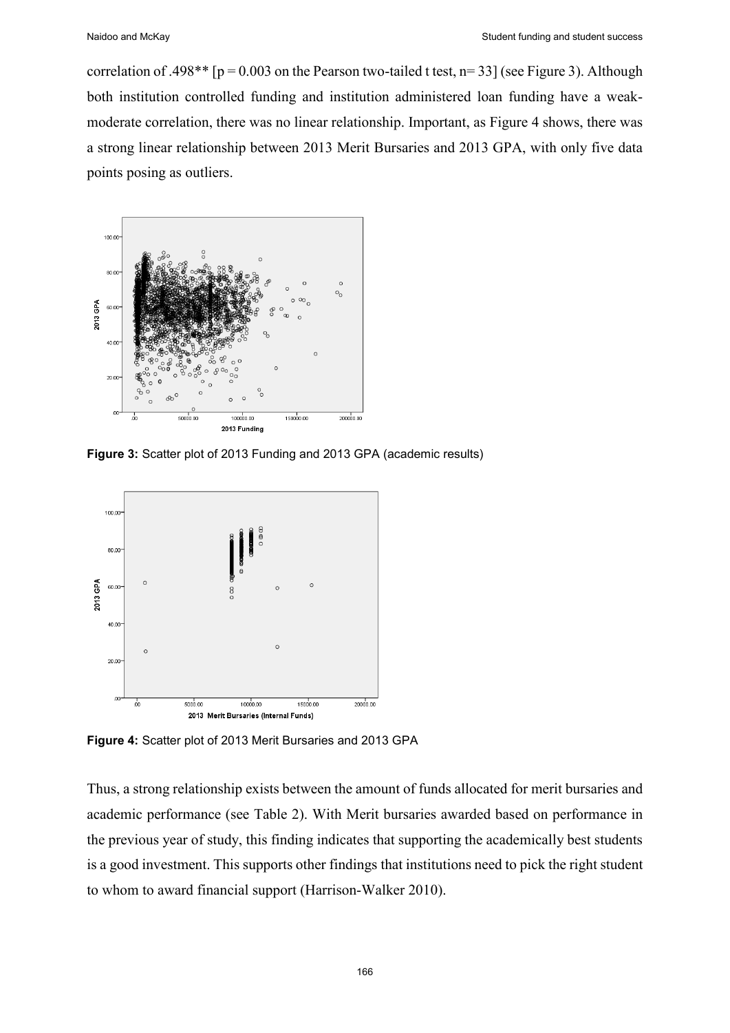correlation of .498** [p = 0.003 on the Pearson two-tailed t test, n= 33] (see Figure 3). Although both institution controlled funding and institution administered loan funding have a weak-moderate correlation, there was no linear relationship. Important, as Figure 4 shows, there was a strong linear relationship between 2013 Merit Bursaries and 2013 GPA, with only five data points posing as outliers.

**Figure 3:** Scatter plot of 2013 Funding and 2013 GPA (academic results)

**Figure 4:** Scatter plot of 2013 Merit Bursaries and 2013 GPA

Thus, a strong relationship exists between the amount of funds allocated for merit bursaries and academic performance (see Table 2). With Merit bursaries awarded based on performance in the previous year of study, this finding indicates that supporting the academically best students is a good investment. This supports other findings that institutions need to pick the right student to whom to award financial support (Harrison-Walker 2010).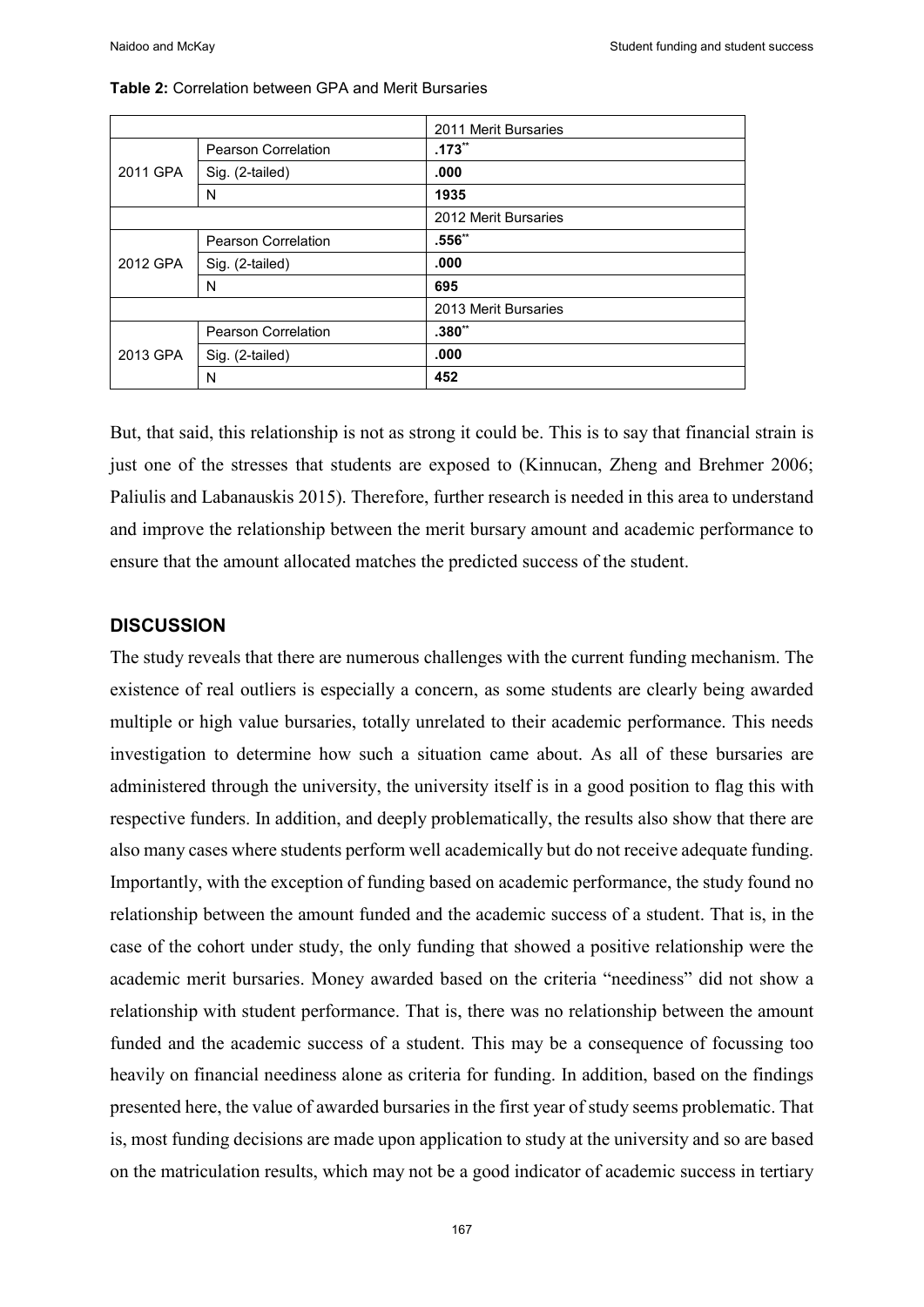**Table 2:** Correlation between GPA and Merit Bursaries

| | | 2011 Merit Bursaries |
|---|---|---|
| 2011 GPA | Pearson Correlation | **.173**** |
| | Sig. (2-tailed) | **.000** |
| | N | **1935** |
| | | 2012 Merit Bursaries |
| 2012 GPA | Pearson Correlation | **.556**** |
| | Sig. (2-tailed) | **.000** |
| | N | **695** |
| | | 2013 Merit Bursaries |
| 2013 GPA | Pearson Correlation | **.380**** |
| | Sig. (2-tailed) | **.000** |
| | N | **452** |

But, that said, this relationship is not as strong it could be. This is to say that financial strain is just one of the stresses that students are exposed to (Kinnucan, Zheng and Brehmer 2006; Paliulis and Labanauskis 2015). Therefore, further research is needed in this area to understand and improve the relationship between the merit bursary amount and academic performance to ensure that the amount allocated matches the predicted success of the student.

## DISCUSSION

The study reveals that there are numerous challenges with the current funding mechanism. The existence of real outliers is especially a concern, as some students are clearly being awarded multiple or high value bursaries, totally unrelated to their academic performance. This needs investigation to determine how such a situation came about. As all of these bursaries are administered through the university, the university itself is in a good position to flag this with respective funders. In addition, and deeply problematically, the results also show that there are also many cases where students perform well academically but do not receive adequate funding. Importantly, with the exception of funding based on academic performance, the study found no relationship between the amount funded and the academic success of a student. That is, in the case of the cohort under study, the only funding that showed a positive relationship were the academic merit bursaries. Money awarded based on the criteria "neediness" did not show a relationship with student performance. That is, there was no relationship between the amount funded and the academic success of a student. This may be a consequence of focussing too heavily on financial neediness alone as criteria for funding. In addition, based on the findings presented here, the value of awarded bursaries in the first year of study seems problematic. That is, most funding decisions are made upon application to study at the university and so are based on the matriculation results, which may not be a good indicator of academic success in tertiary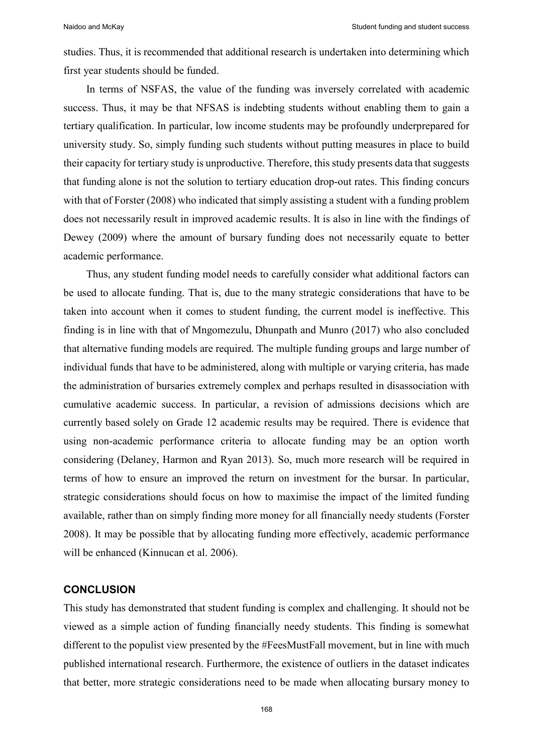studies. Thus, it is recommended that additional research is undertaken into determining which first year students should be funded.

In terms of NSFAS, the value of the funding was inversely correlated with academic success. Thus, it may be that NFSAS is indebting students without enabling them to gain a tertiary qualification. In particular, low income students may be profoundly underprepared for university study. So, simply funding such students without putting measures in place to build their capacity for tertiary study is unproductive. Therefore, this study presents data that suggests that funding alone is not the solution to tertiary education drop-out rates. This finding concurs with that of Forster (2008) who indicated that simply assisting a student with a funding problem does not necessarily result in improved academic results. It is also in line with the findings of Dewey (2009) where the amount of bursary funding does not necessarily equate to better academic performance.

Thus, any student funding model needs to carefully consider what additional factors can be used to allocate funding. That is, due to the many strategic considerations that have to be taken into account when it comes to student funding, the current model is ineffective. This finding is in line with that of Mngomezulu, Dhunpath and Munro (2017) who also concluded that alternative funding models are required. The multiple funding groups and large number of individual funds that have to be administered, along with multiple or varying criteria, has made the administration of bursaries extremely complex and perhaps resulted in disassociation with cumulative academic success. In particular, a revision of admissions decisions which are currently based solely on Grade 12 academic results may be required. There is evidence that using non-academic performance criteria to allocate funding may be an option worth considering (Delaney, Harmon and Ryan 2013). So, much more research will be required in terms of how to ensure an improved the return on investment for the bursar. In particular, strategic considerations should focus on how to maximise the impact of the limited funding available, rather than on simply finding more money for all financially needy students (Forster 2008). It may be possible that by allocating funding more effectively, academic performance will be enhanced (Kinnucan et al. 2006).

## CONCLUSION

This study has demonstrated that student funding is complex and challenging. It should not be viewed as a simple action of funding financially needy students. This finding is somewhat different to the populist view presented by the #FeesMustFall movement, but in line with much published international research. Furthermore, the existence of outliers in the dataset indicates that better, more strategic considerations need to be made when allocating bursary money to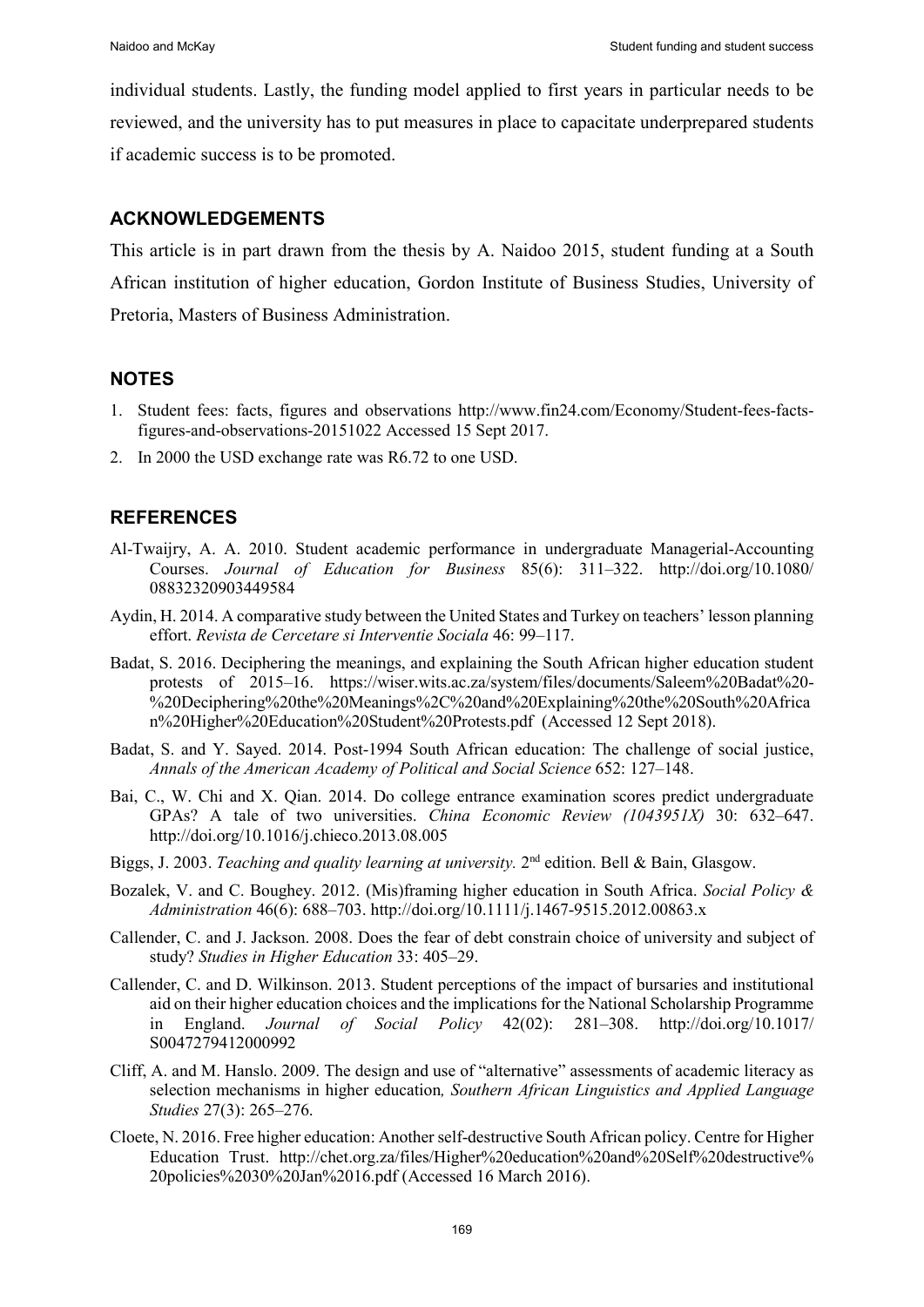individual students. Lastly, the funding model applied to first years in particular needs to be reviewed, and the university has to put measures in place to capacitate underprepared students if academic success is to be promoted.

## ACKNOWLEDGEMENTS

This article is in part drawn from the thesis by A. Naidoo 2015, student funding at a South African institution of higher education, Gordon Institute of Business Studies, University of Pretoria, Masters of Business Administration.

## NOTES

1. Student fees: facts, figures and observations http://www.fin24.com/Economy/Student-fees-facts-figures-and-observations-20151022 Accessed 15 Sept 2017.
2. In 2000 the USD exchange rate was R6.72 to one USD.

## REFERENCES

Al-Twaijry, A. A. 2010. Student academic performance in undergraduate Managerial-Accounting Courses. *Journal of Education for Business* 85(6): 311–322. http://doi.org/10.1080/08832320903449584

Aydin, H. 2014. A comparative study between the United States and Turkey on teachers' lesson planning effort. *Revista de Cercetare si Interventie Sociala* 46: 99–117.

Badat, S. 2016. Deciphering the meanings, and explaining the South African higher education student protests of 2015–16. https://wiser.wits.ac.za/system/files/documents/Saleem%20Badat%20-%20Deciphering%20the%20Meanings%2C%20and%20Explaining%20the%20South%20African%20Higher%20Education%20Student%20Protests.pdf (Accessed 12 Sept 2018).

Badat, S. and Y. Sayed. 2014. Post-1994 South African education: The challenge of social justice, *Annals of the American Academy of Political and Social Science* 652: 127–148.

Bai, C., W. Chi and X. Qian. 2014. Do college entrance examination scores predict undergraduate GPAs? A tale of two universities. *China Economic Review (1043951X)* 30: 632–647. http://doi.org/10.1016/j.chieco.2013.08.005

Biggs, J. 2003. *Teaching and quality learning at university.* 2nd edition. Bell & Bain, Glasgow.

Bozalek, V. and C. Boughey. 2012. (Mis)framing higher education in South Africa. *Social Policy & Administration* 46(6): 688–703. http://doi.org/10.1111/j.1467-9515.2012.00863.x

Callender, C. and J. Jackson. 2008. Does the fear of debt constrain choice of university and subject of study? *Studies in Higher Education* 33: 405–29.

Callender, C. and D. Wilkinson. 2013. Student perceptions of the impact of bursaries and institutional aid on their higher education choices and the implications for the National Scholarship Programme in England. *Journal of Social Policy* 42(02): 281–308. http://doi.org/10.1017/S0047279412000992

Cliff, A. and M. Hanslo. 2009. The design and use of "alternative" assessments of academic literacy as selection mechanisms in higher education*, Southern African Linguistics and Applied Language Studies* 27(3): 265–276.

Cloete, N. 2016. Free higher education: Another self-destructive South African policy. Centre for Higher Education Trust. http://chet.org.za/files/Higher%20education%20and%20Self%20destructive%20policies%2030%20Jan%2016.pdf (Accessed 16 March 2016).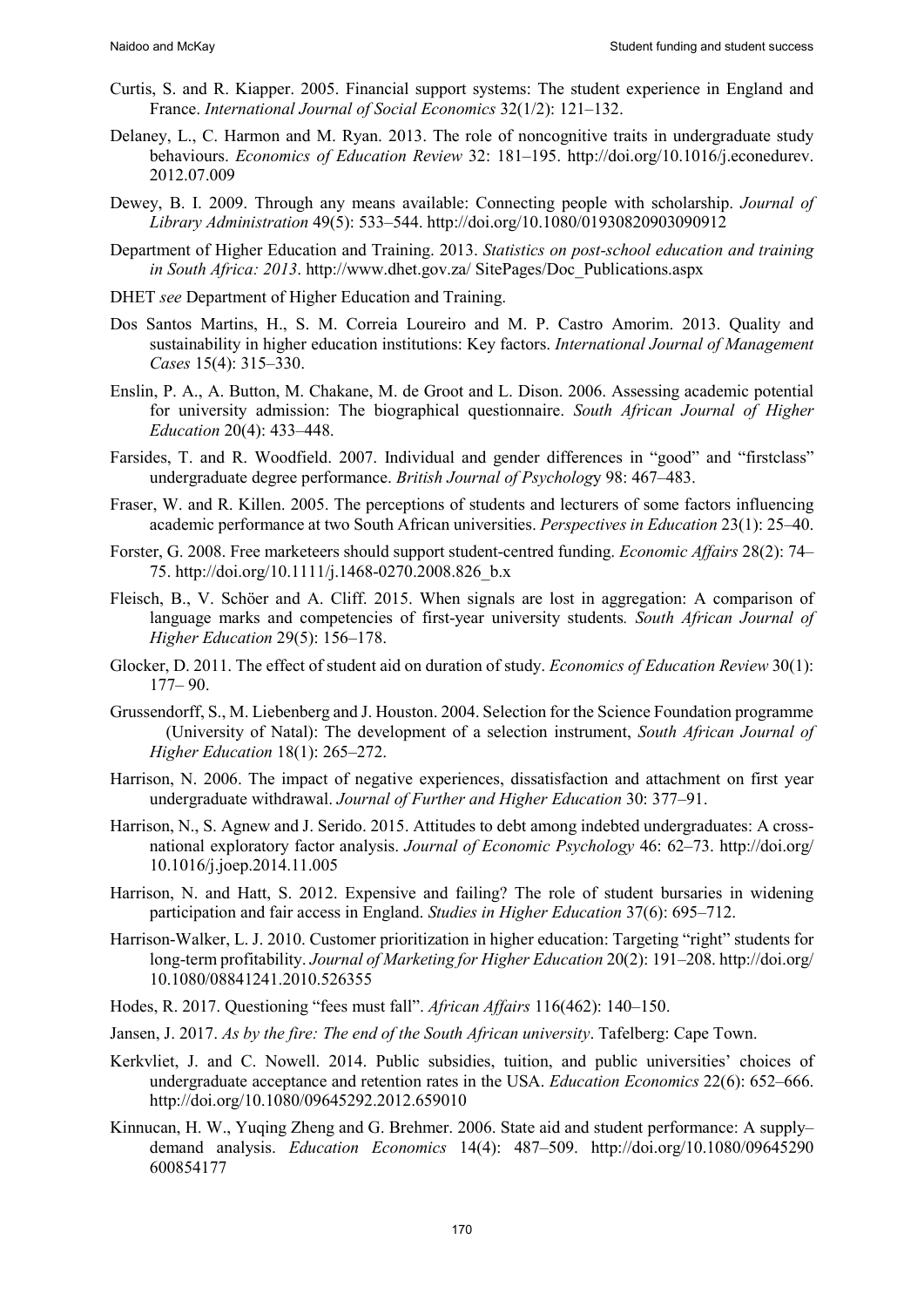Curtis, S. and R. Kiapper. 2005. Financial support systems: The student experience in England and France. *International Journal of Social Economics* 32(1/2): 121–132.

Delaney, L., C. Harmon and M. Ryan. 2013. The role of noncognitive traits in undergraduate study behaviours. *Economics of Education Review* 32: 181–195. http://doi.org/10.1016/j.econedurev.2012.07.009

Dewey, B. I. 2009. Through any means available: Connecting people with scholarship. *Journal of Library Administration* 49(5): 533–544. http://doi.org/10.1080/01930820903090912

Department of Higher Education and Training. 2013. *Statistics on post-school education and training in South Africa: 2013*. http://www.dhet.gov.za/ SitePages/Doc_Publications.aspx

DHET *see* Department of Higher Education and Training.

Dos Santos Martins, H., S. M. Correia Loureiro and M. P. Castro Amorim. 2013. Quality and sustainability in higher education institutions: Key factors. *International Journal of Management Cases* 15(4): 315–330.

Enslin, P. A., A. Button, M. Chakane, M. de Groot and L. Dison. 2006. Assessing academic potential for university admission: The biographical questionnaire. *South African Journal of Higher Education* 20(4): 433–448.

Farsides, T. and R. Woodfield. 2007. Individual and gender differences in "good" and "firstclass" undergraduate degree performance. *British Journal of Psychology* 98: 467–483.

Fraser, W. and R. Killen. 2005. The perceptions of students and lecturers of some factors influencing academic performance at two South African universities. *Perspectives in Education* 23(1): 25–40.

Forster, G. 2008. Free marketeers should support student-centred funding. *Economic Affairs* 28(2): 74–75. http://doi.org/10.1111/j.1468-0270.2008.826_b.x

Fleisch, B., V. Schöer and A. Cliff. 2015. When signals are lost in aggregation: A comparison of language marks and competencies of first-year university students*. South African Journal of Higher Education* 29(5): 156–178.

Glocker, D. 2011. The effect of student aid on duration of study. *Economics of Education Review* 30(1): 177– 90.

Grussendorff, S., M. Liebenberg and J. Houston. 2004. Selection for the Science Foundation programme (University of Natal): The development of a selection instrument, *South African Journal of Higher Education* 18(1): 265–272.

Harrison, N. 2006. The impact of negative experiences, dissatisfaction and attachment on first year undergraduate withdrawal. *Journal of Further and Higher Education* 30: 377–91.

Harrison, N., S. Agnew and J. Serido. 2015. Attitudes to debt among indebted undergraduates: A cross-national exploratory factor analysis. *Journal of Economic Psychology* 46: 62–73. http://doi.org/10.1016/j.joep.2014.11.005

Harrison, N. and Hatt, S. 2012. Expensive and failing? The role of student bursaries in widening participation and fair access in England. *Studies in Higher Education* 37(6): 695–712.

Harrison-Walker, L. J. 2010. Customer prioritization in higher education: Targeting "right" students for long-term profitability. *Journal of Marketing for Higher Education* 20(2): 191–208. http://doi.org/10.1080/08841241.2010.526355

Hodes, R. 2017. Questioning "fees must fall". *African Affairs* 116(462): 140–150.

Jansen, J. 2017. *As by the fire: The end of the South African university*. Tafelberg: Cape Town.

Kerkvliet, J. and C. Nowell. 2014. Public subsidies, tuition, and public universities' choices of undergraduate acceptance and retention rates in the USA. *Education Economics* 22(6): 652–666. http://doi.org/10.1080/09645292.2012.659010

Kinnucan, H. W., Yuqing Zheng and G. Brehmer. 2006. State aid and student performance: A supply–demand analysis. *Education Economics* 14(4): 487–509. http://doi.org/10.1080/09645290600854177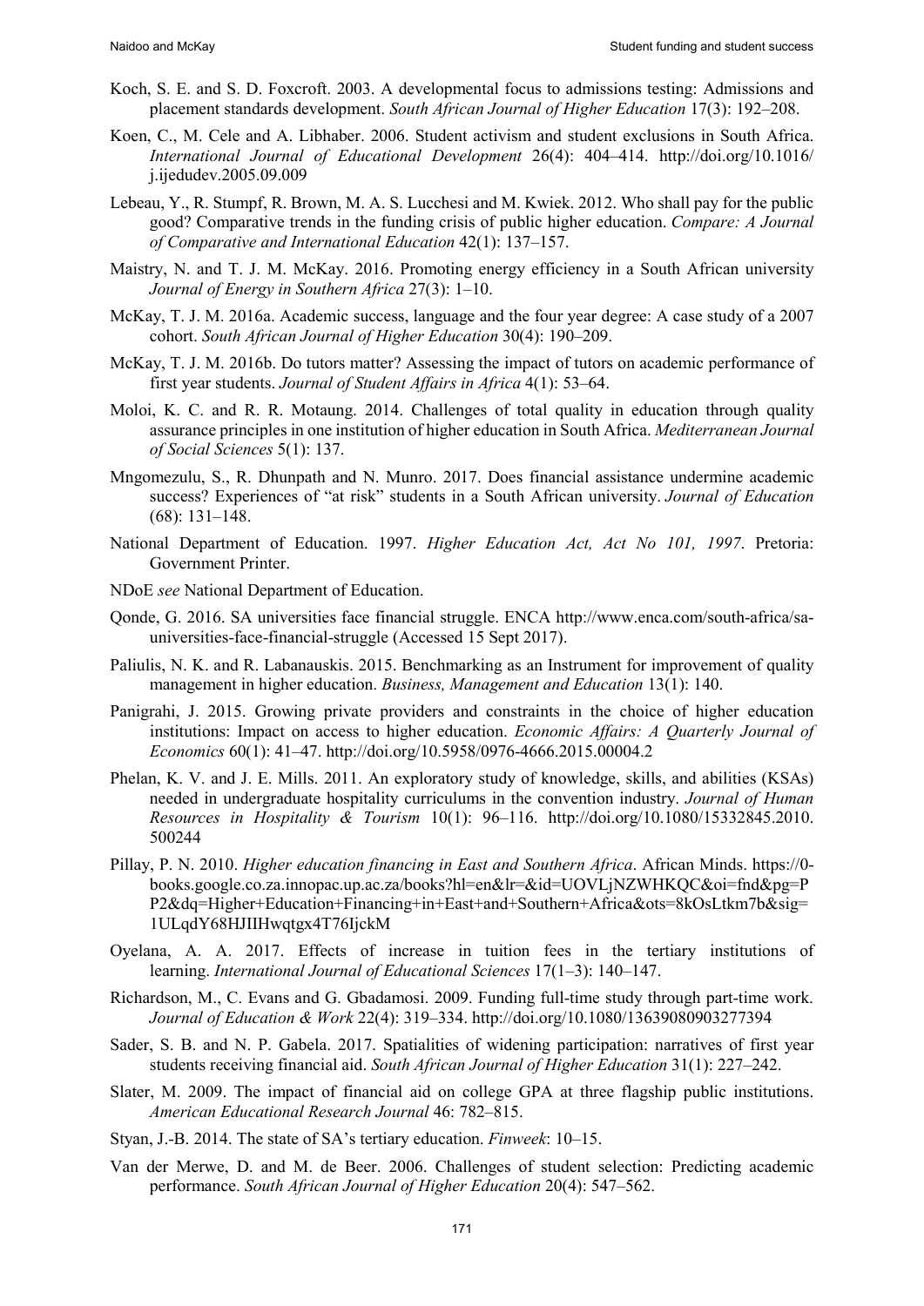Koch, S. E. and S. D. Foxcroft. 2003. A developmental focus to admissions testing: Admissions and placement standards development. *South African Journal of Higher Education* 17(3): 192–208.

Koen, C., M. Cele and A. Libhaber. 2006. Student activism and student exclusions in South Africa. *International Journal of Educational Development* 26(4): 404–414. http://doi.org/10.1016/j.ijedudev.2005.09.009

Lebeau, Y., R. Stumpf, R. Brown, M. A. S. Lucchesi and M. Kwiek. 2012. Who shall pay for the public good? Comparative trends in the funding crisis of public higher education. *Compare: A Journal of Comparative and International Education* 42(1): 137–157.

Maistry, N. and T. J. M. McKay. 2016. Promoting energy efficiency in a South African university *Journal of Energy in Southern Africa* 27(3): 1–10.

McKay, T. J. M. 2016a. Academic success, language and the four year degree: A case study of a 2007 cohort. *South African Journal of Higher Education* 30(4): 190–209.

McKay, T. J. M. 2016b. Do tutors matter? Assessing the impact of tutors on academic performance of first year students. *Journal of Student Affairs in Africa* 4(1): 53–64.

Moloi, K. C. and R. R. Motaung. 2014. Challenges of total quality in education through quality assurance principles in one institution of higher education in South Africa. *Mediterranean Journal of Social Sciences* 5(1): 137.

Mngomezulu, S., R. Dhunpath and N. Munro. 2017. Does financial assistance undermine academic success? Experiences of "at risk" students in a South African university. *Journal of Education* (68): 131–148.

National Department of Education. 1997. *Higher Education Act, Act No 101, 1997*. Pretoria: Government Printer.

NDoE *see* National Department of Education.

Qonde, G. 2016. SA universities face financial struggle. ENCA http://www.enca.com/south-africa/sa-universities-face-financial-struggle (Accessed 15 Sept 2017).

Paliulis, N. K. and R. Labanauskis. 2015. Benchmarking as an Instrument for improvement of quality management in higher education. *Business, Management and Education* 13(1): 140.

Panigrahi, J. 2015. Growing private providers and constraints in the choice of higher education institutions: Impact on access to higher education. *Economic Affairs: A Quarterly Journal of Economics* 60(1): 41–47. http://doi.org/10.5958/0976-4666.2015.00004.2

Phelan, K. V. and J. E. Mills. 2011. An exploratory study of knowledge, skills, and abilities (KSAs) needed in undergraduate hospitality curriculums in the convention industry. *Journal of Human Resources in Hospitality & Tourism* 10(1): 96–116. http://doi.org/10.1080/15332845.2010.500244

Pillay, P. N. 2010. *Higher education financing in East and Southern Africa*. African Minds. https://0-books.google.co.za.innopac.up.ac.za/books?hl=en&lr=&id=UOVLjNZWHKQC&oi=fnd&pg=PP2&dq=Higher+Education+Financing+in+East+and+Southern+Africa&ots=8kOsLtkm7b&sig=1ULqdY68HJIIHwqtgx4T76IjckM

Oyelana, A. A. 2017. Effects of increase in tuition fees in the tertiary institutions of learning. *International Journal of Educational Sciences* 17(1–3): 140–147.

Richardson, M., C. Evans and G. Gbadamosi. 2009. Funding full-time study through part-time work. *Journal of Education & Work* 22(4): 319–334. http://doi.org/10.1080/13639080903277394

Sader, S. B. and N. P. Gabela. 2017. Spatialities of widening participation: narratives of first year students receiving financial aid. *South African Journal of Higher Education* 31(1): 227–242.

Slater, M. 2009. The impact of financial aid on college GPA at three flagship public institutions. *American Educational Research Journal* 46: 782–815.

Styan, J.-B. 2014. The state of SA's tertiary education. *Finweek*: 10–15.

Van der Merwe, D. and M. de Beer. 2006. Challenges of student selection: Predicting academic performance. *South African Journal of Higher Education* 20(4): 547–562.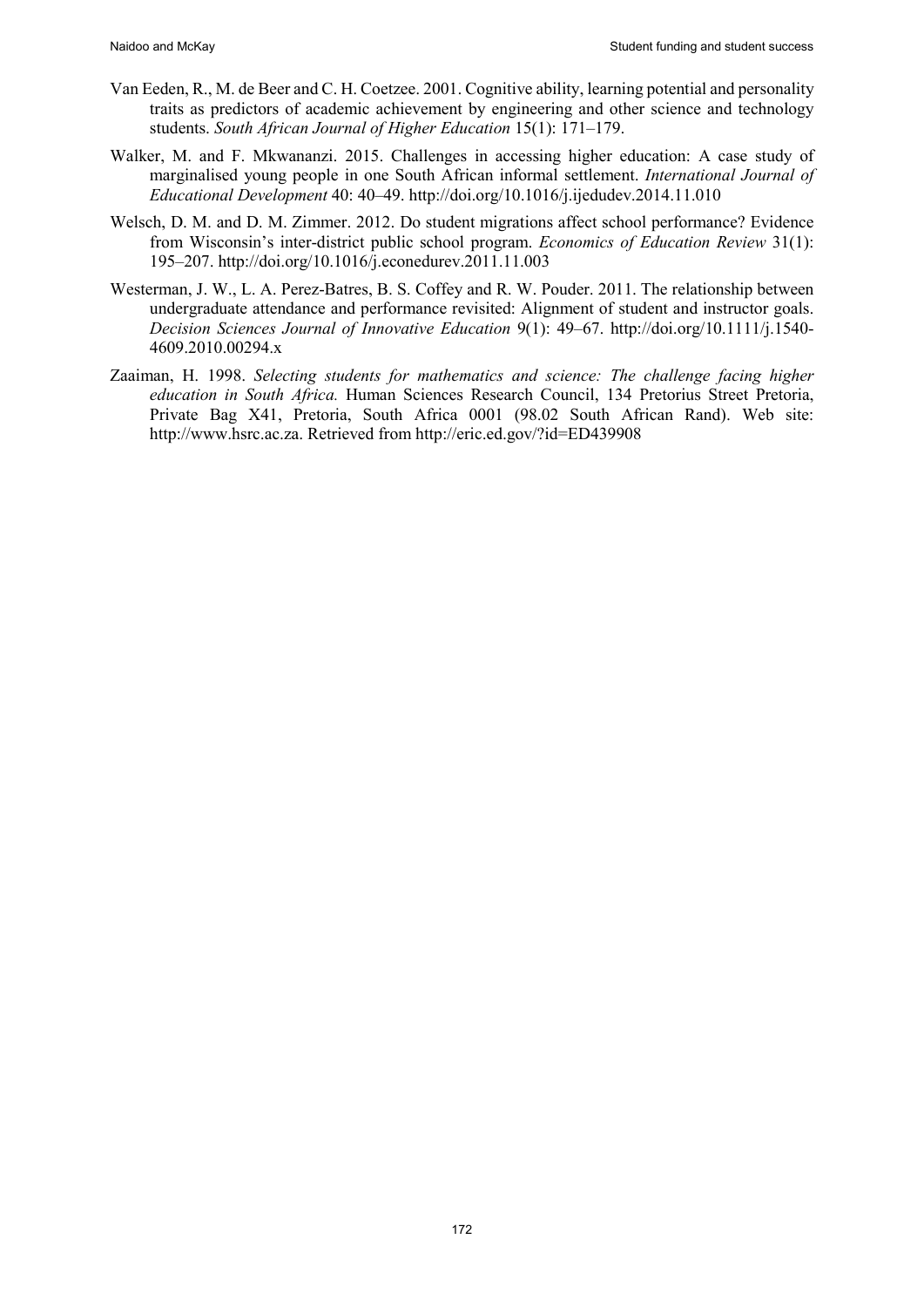Van Eeden, R., M. de Beer and C. H. Coetzee. 2001. Cognitive ability, learning potential and personality traits as predictors of academic achievement by engineering and other science and technology students. *South African Journal of Higher Education* 15(1): 171–179.

Walker, M. and F. Mkwananzi. 2015. Challenges in accessing higher education: A case study of marginalised young people in one South African informal settlement. *International Journal of Educational Development* 40: 40–49. http://doi.org/10.1016/j.ijedudev.2014.11.010

Welsch, D. M. and D. M. Zimmer. 2012. Do student migrations affect school performance? Evidence from Wisconsin's inter-district public school program. *Economics of Education Review* 31(1): 195–207. http://doi.org/10.1016/j.econedurev.2011.11.003

Westerman, J. W., L. A. Perez-Batres, B. S. Coffey and R. W. Pouder. 2011. The relationship between undergraduate attendance and performance revisited: Alignment of student and instructor goals. *Decision Sciences Journal of Innovative Education* 9(1): 49–67. http://doi.org/10.1111/j.1540-4609.2010.00294.x

Zaaiman, H. 1998. *Selecting students for mathematics and science: The challenge facing higher education in South Africa.* Human Sciences Research Council, 134 Pretorius Street Pretoria, Private Bag X41, Pretoria, South Africa 0001 (98.02 South African Rand). Web site: http://www.hsrc.ac.za. Retrieved from http://eric.ed.gov/?id=ED439908